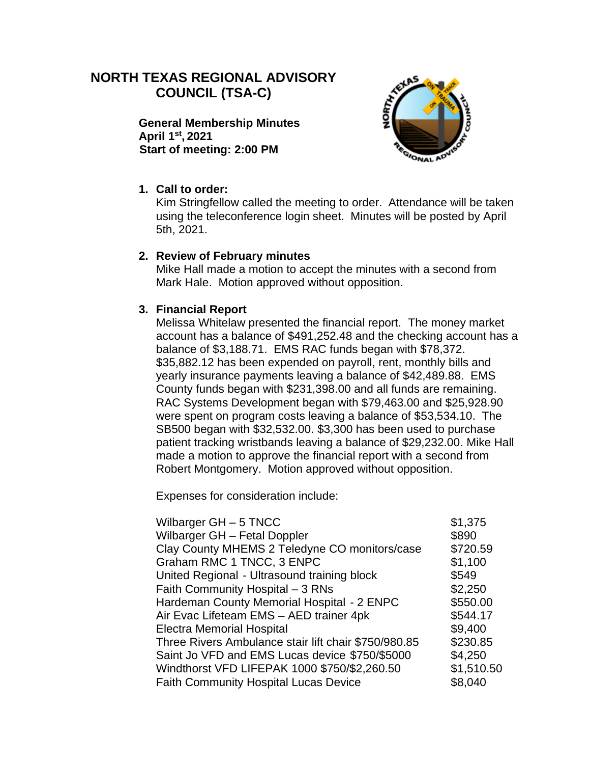# NORTH TEXAS REGIONAL ADVISORY COUNCIL (TSA-C)

**General Membership Minutes**
**April 1st, 2021**
**Start of meeting: 2:00 PM**

1. **Call to order:**
   Kim Stringfellow called the meeting to order. Attendance will be taken using the teleconference login sheet. Minutes will be posted by April 5th, 2021.

2. **Review of February minutes**
   Mike Hall made a motion to accept the minutes with a second from Mark Hale. Motion approved without opposition.

3. **Financial Report**
   Melissa Whitelaw presented the financial report. The money market account has a balance of $491,252.48 and the checking account has a balance of $3,188.71. EMS RAC funds began with $78,372. $35,882.12 has been expended on payroll, rent, monthly bills and yearly insurance payments leaving a balance of $42,489.88. EMS County funds began with $231,398.00 and all funds are remaining. RAC Systems Development began with $79,463.00 and $25,928.90 were spent on program costs leaving a balance of $53,534.10. The SB500 began with $32,532.00. $3,300 has been used to purchase patient tracking wristbands leaving a balance of $29,232.00. Mike Hall made a motion to approve the financial report with a second from Robert Montgomery. Motion approved without opposition.

   Expenses for consideration include:

   | | |
   |---|---|
   | Wilbarger GH – 5 TNCC | $1,375 |
   | Wilbarger GH – Fetal Doppler | $890 |
   | Clay County MHEMS 2 Teledyne CO monitors/case | $720.59 |
   | Graham RMC 1 TNCC, 3 ENPC | $1,100 |
   | United Regional - Ultrasound training block | $549 |
   | Faith Community Hospital – 3 RNs | $2,250 |
   | Hardeman County Memorial Hospital - 2 ENPC | $550.00 |
   | Air Evac Lifeteam EMS – AED trainer 4pk | $544.17 |
   | Electra Memorial Hospital | $9,400 |
   | Three Rivers Ambulance stair lift chair $750/980.85 | $230.85 |
   | Saint Jo VFD and EMS Lucas device $750/$5000 | $4,250 |
   | Windthorst VFD LIFEPAK 1000 $750/$2,260.50 | $1,510.50 |
   | Faith Community Hospital Lucas Device | $8,040 |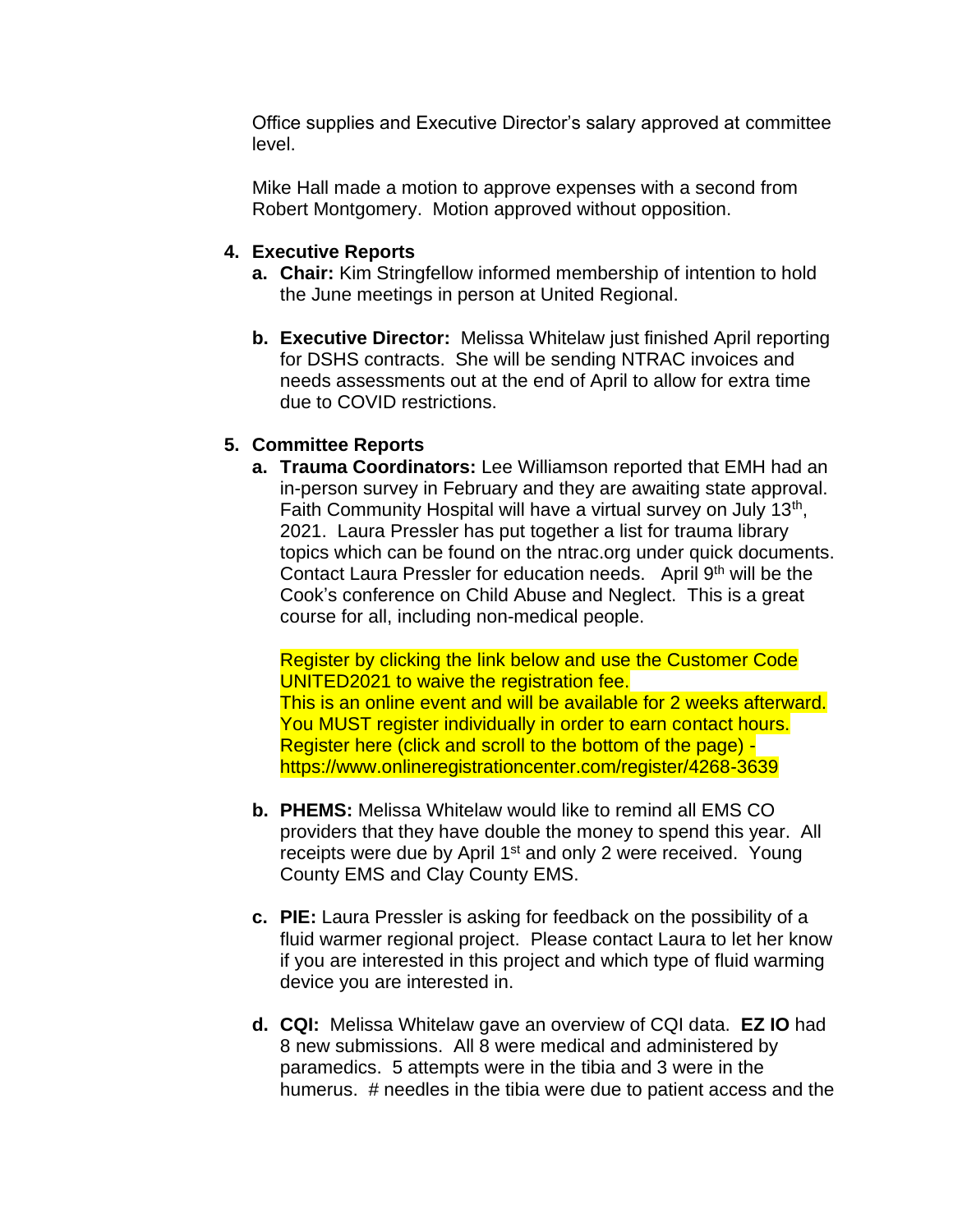Office supplies and Executive Director's salary approved at committee level.

Mike Hall made a motion to approve expenses with a second from Robert Montgomery. Motion approved without opposition.

4. **Executive Reports**
   a. **Chair:** Kim Stringfellow informed membership of intention to hold the June meetings in person at United Regional.

   b. **Executive Director:** Melissa Whitelaw just finished April reporting for DSHS contracts. She will be sending NTRAC invoices and needs assessments out at the end of April to allow for extra time due to COVID restrictions.

5. **Committee Reports**
   a. **Trauma Coordinators:** Lee Williamson reported that EMH had an in-person survey in February and they are awaiting state approval. Faith Community Hospital will have a virtual survey on July 13th, 2021. Laura Pressler has put together a list for trauma library topics which can be found on the ntrac.org under quick documents. Contact Laura Pressler for education needs. April 9th will be the Cook's conference on Child Abuse and Neglect. This is a great course for all, including non-medical people.

      Register by clicking the link below and use the Customer Code UNITED2021 to waive the registration fee.
      This is an online event and will be available for 2 weeks afterward.
      You MUST register individually in order to earn contact hours.
      Register here (click and scroll to the bottom of the page) - https://www.onlineregistrationcenter.com/register/4268-3639

   b. **PHEMS:** Melissa Whitelaw would like to remind all EMS CO providers that they have double the money to spend this year. All receipts were due by April 1st and only 2 were received. Young County EMS and Clay County EMS.

   c. **PIE:** Laura Pressler is asking for feedback on the possibility of a fluid warmer regional project. Please contact Laura to let her know if you are interested in this project and which type of fluid warming device you are interested in.

   d. **CQI:** Melissa Whitelaw gave an overview of CQI data. **EZ IO** had 8 new submissions. All 8 were medical and administered by paramedics. 5 attempts were in the tibia and 3 were in the humerus. # needles in the tibia were due to patient access and the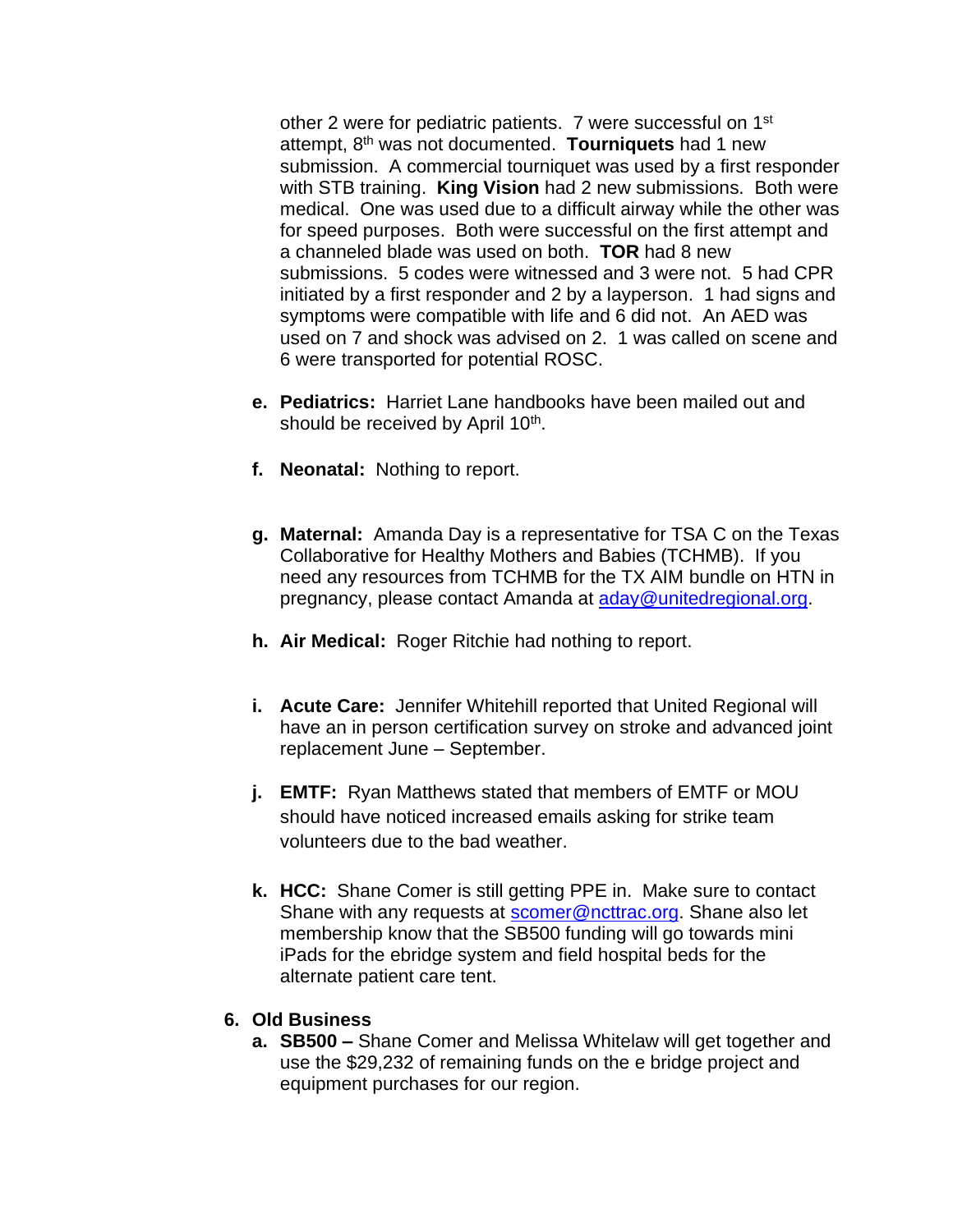other 2 were for pediatric patients. 7 were successful on 1st attempt, 8th was not documented. **Tourniquets** had 1 new submission. A commercial tourniquet was used by a first responder with STB training. **King Vision** had 2 new submissions. Both were medical. One was used due to a difficult airway while the other was for speed purposes. Both were successful on the first attempt and a channeled blade was used on both. **TOR** had 8 new submissions. 5 codes were witnessed and 3 were not. 5 had CPR initiated by a first responder and 2 by a layperson. 1 had signs and symptoms were compatible with life and 6 did not. An AED was used on 7 and shock was advised on 2. 1 was called on scene and 6 were transported for potential ROSC.

e. **Pediatrics:** Harriet Lane handbooks have been mailed out and should be received by April 10th.

f. **Neonatal:** Nothing to report.

g. **Maternal:** Amanda Day is a representative for TSA C on the Texas Collaborative for Healthy Mothers and Babies (TCHMB). If you need any resources from TCHMB for the TX AIM bundle on HTN in pregnancy, please contact Amanda at aday@unitedregional.org.

h. **Air Medical:** Roger Ritchie had nothing to report.

i. **Acute Care:** Jennifer Whitehill reported that United Regional will have an in person certification survey on stroke and advanced joint replacement June – September.

j. **EMTF:** Ryan Matthews stated that members of EMTF or MOU should have noticed increased emails asking for strike team volunteers due to the bad weather.

k. **HCC:** Shane Comer is still getting PPE in. Make sure to contact Shane with any requests at scomer@ncttrac.org. Shane also let membership know that the SB500 funding will go towards mini iPads for the ebridge system and field hospital beds for the alternate patient care tent.

6. **Old Business**
   a. **SB500 –** Shane Comer and Melissa Whitelaw will get together and use the $29,232 of remaining funds on the e bridge project and equipment purchases for our region.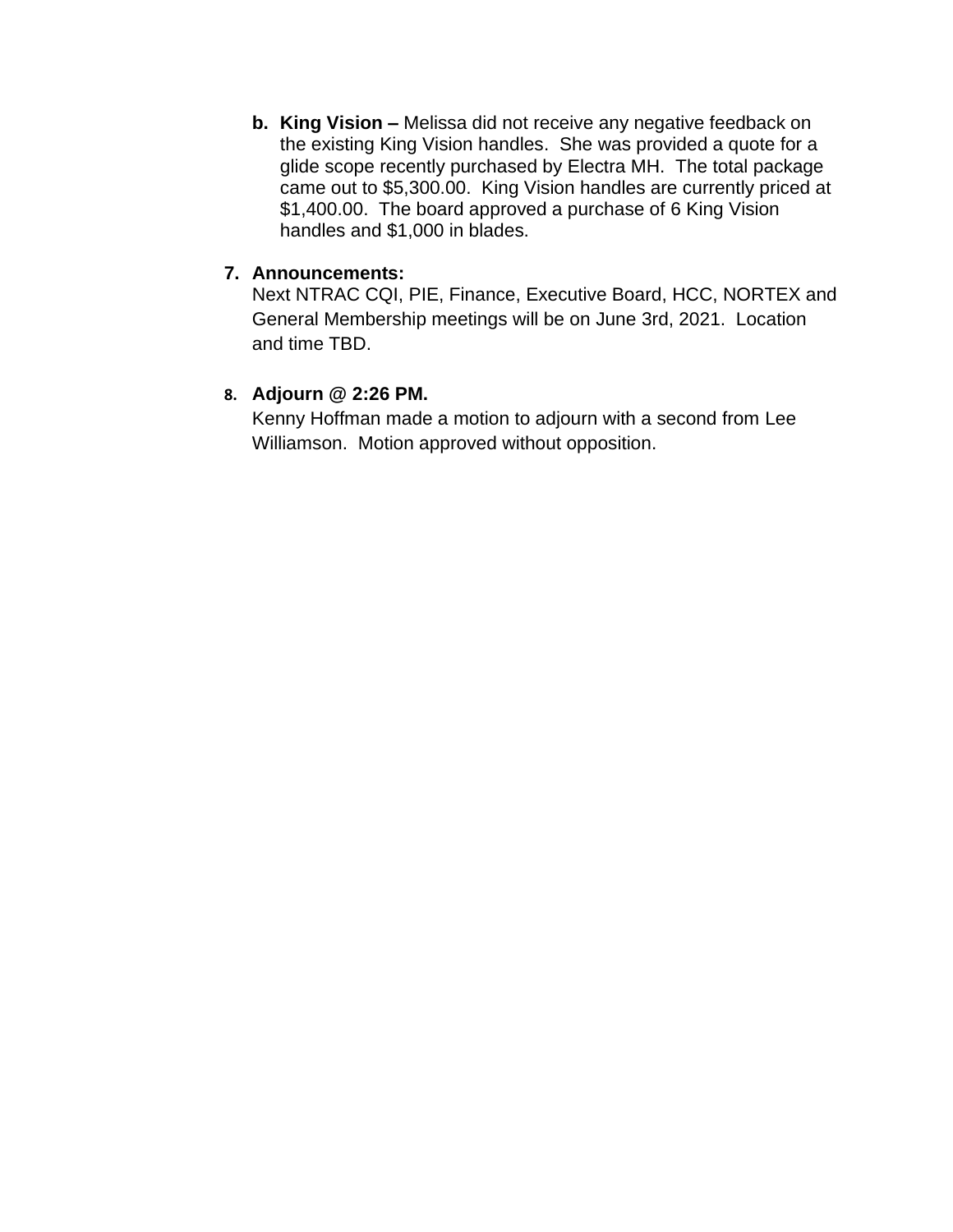b. **King Vision –** Melissa did not receive any negative feedback on the existing King Vision handles. She was provided a quote for a glide scope recently purchased by Electra MH. The total package came out to $5,300.00. King Vision handles are currently priced at $1,400.00. The board approved a purchase of 6 King Vision handles and $1,000 in blades.

7. **Announcements:**
   Next NTRAC CQI, PIE, Finance, Executive Board, HCC, NORTEX and General Membership meetings will be on June 3rd, 2021. Location and time TBD.

8. **Adjourn @ 2:26 PM.**
   Kenny Hoffman made a motion to adjourn with a second from Lee Williamson. Motion approved without opposition.